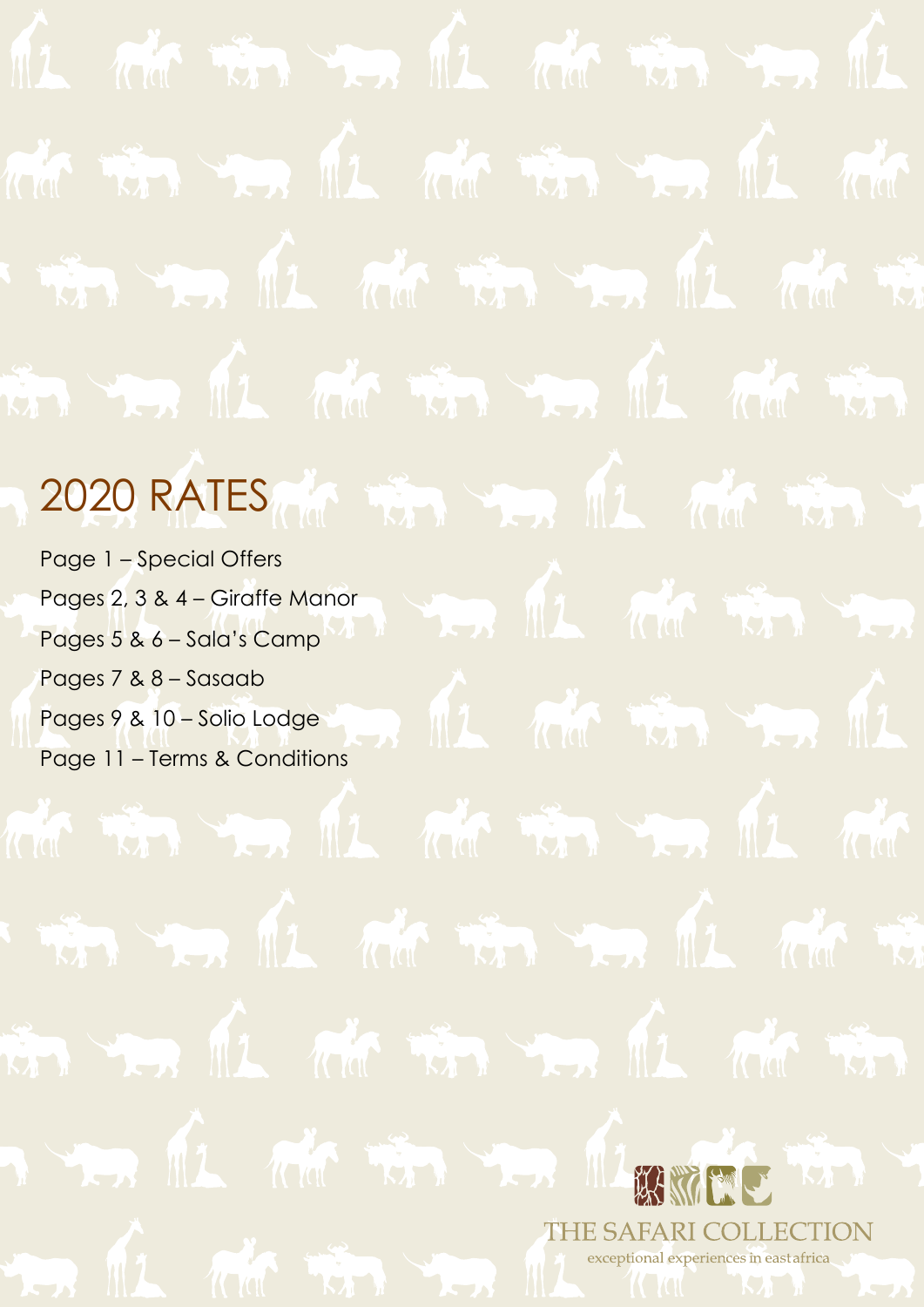# 2020 RATES

Page 1 – Special Offers

Pages 2, 3 & 4 – Giraffe Manor

Pages 5 & 6 – Sala's Camp

Pages 7 & 8 – Sasaab

Pages 9 & 10 – Solio Lodge

Page 11 – Terms & Conditions

THE SAFARI COLLECTION

exceptional experiences in east africa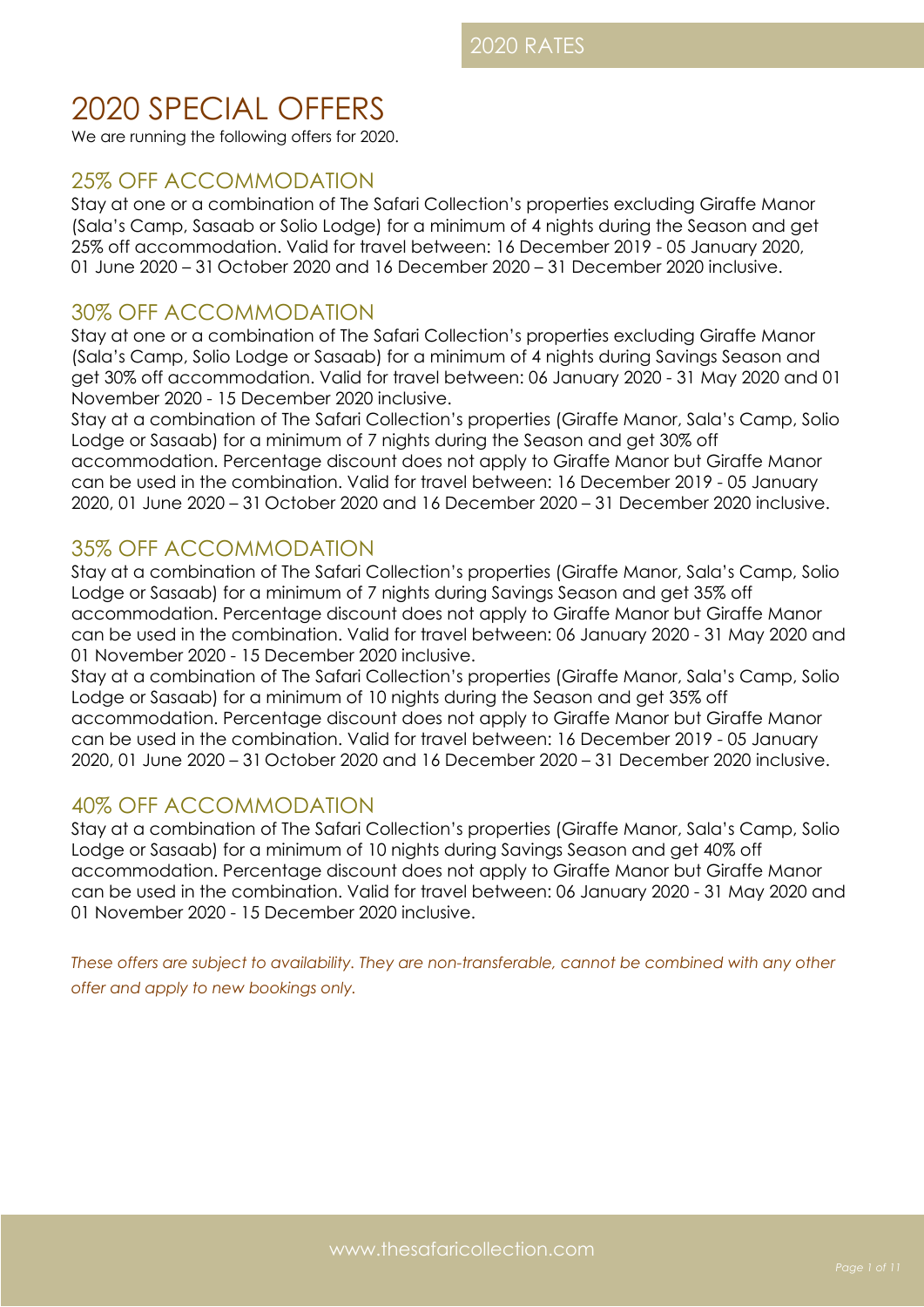# 2020 SPECIAL OFFERS

We are running the following offers for 2020.

## 25% OFF ACCOMMODATION

Stay at one or a combination of The Safari Collection's properties excluding Giraffe Manor (Sala's Camp, Sasaab or Solio Lodge) for a minimum of 4 nights during the Season and get 25% off accommodation. Valid for travel between: 16 December 2019 - 05 January 2020, 01 June 2020 – 31 October 2020 and 16 December 2020 – 31 December 2020 inclusive.

## 30% OFF ACCOMMODATION

Stay at one or a combination of The Safari Collection's properties excluding Giraffe Manor (Sala's Camp, Solio Lodge or Sasaab) for a minimum of 4 nights during Savings Season and get 30% off accommodation. Valid for travel between: 06 January 2020 - 31 May 2020 and 01 November 2020 - 15 December 2020 inclusive.

Stay at a combination of The Safari Collection's properties (Giraffe Manor, Sala's Camp, Solio Lodge or Sasaab) for a minimum of 7 nights during the Season and get 30% off accommodation. Percentage discount does not apply to Giraffe Manor but Giraffe Manor can be used in the combination. Valid for travel between: 16 December 2019 - 05 January 2020, 01 June 2020 – 31 October 2020 and 16 December 2020 – 31 December 2020 inclusive.

## 35% OFF ACCOMMODATION

Stay at a combination of The Safari Collection's properties (Giraffe Manor, Sala's Camp, Solio Lodge or Sasaab) for a minimum of 7 nights during Savings Season and get 35% off accommodation. Percentage discount does not apply to Giraffe Manor but Giraffe Manor can be used in the combination. Valid for travel between: 06 January 2020 - 31 May 2020 and 01 November 2020 - 15 December 2020 inclusive.

Stay at a combination of The Safari Collection's properties (Giraffe Manor, Sala's Camp, Solio Lodge or Sasaab) for a minimum of 10 nights during the Season and get 35% off accommodation. Percentage discount does not apply to Giraffe Manor but Giraffe Manor can be used in the combination. Valid for travel between: 16 December 2019 - 05 January 2020, 01 June 2020 – 31 October 2020 and 16 December 2020 – 31 December 2020 inclusive.

## 40% OFF ACCOMMODATION

Stay at a combination of The Safari Collection's properties (Giraffe Manor, Sala's Camp, Solio Lodge or Sasaab) for a minimum of 10 nights during Savings Season and get 40% off accommodation. Percentage discount does not apply to Giraffe Manor but Giraffe Manor can be used in the combination. Valid for travel between: 06 January 2020 - 31 May 2020 and 01 November 2020 - 15 December 2020 inclusive.

*These offers are subject to availability. They are non-transferable, cannot be combined with any other offer and apply to new bookings only.*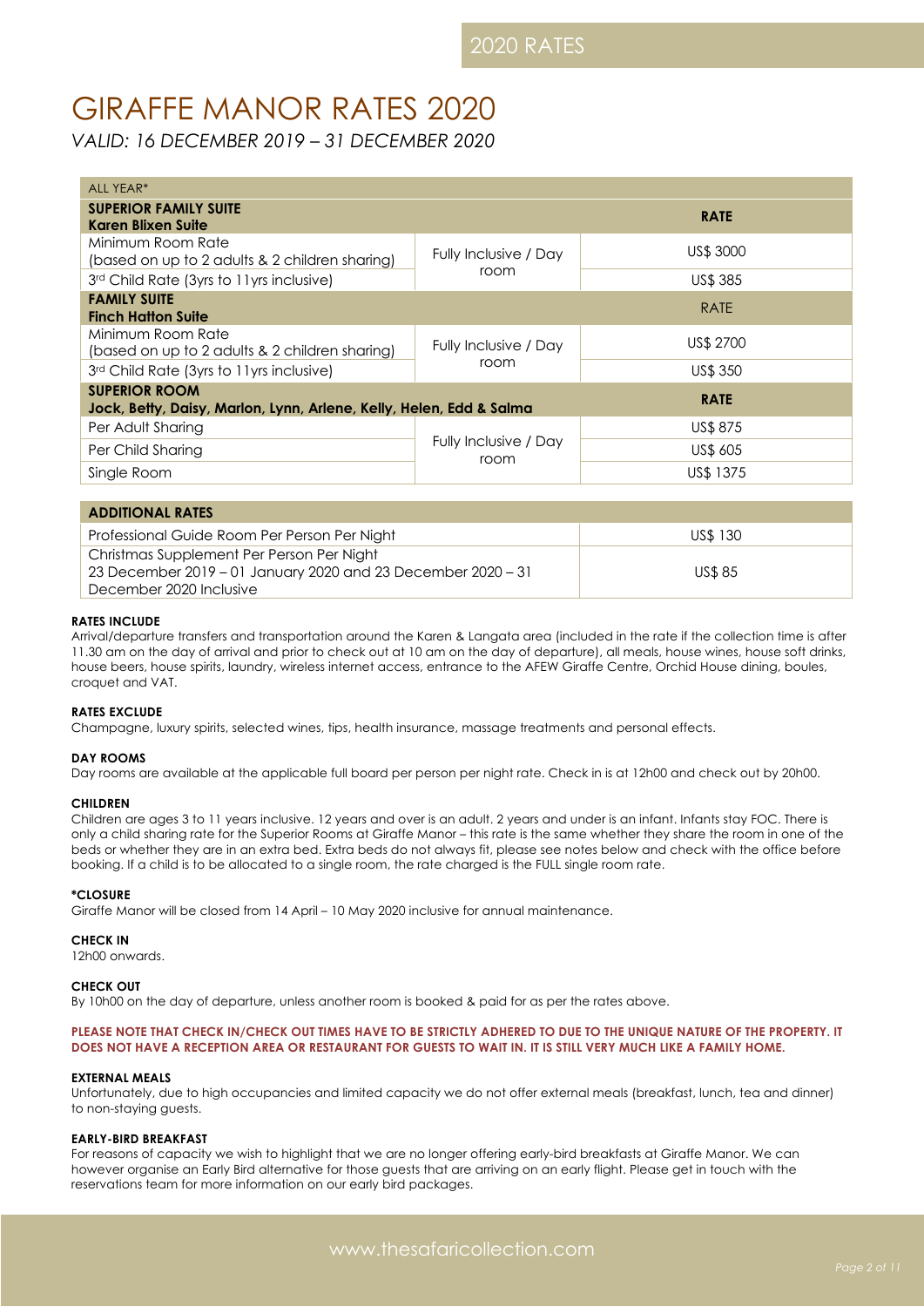# GIRAFFE MANOR RATES 2020

*VALID: 16 DECEMBER 2019 – 31 DECEMBER 2020*

| ALL YEAR* | | |
|---|---|---|
| **SUPERIOR FAMILY SUITE**<br>**Karen Blixen Suite** | | **RATE** |
| Minimum Room Rate (based on up to 2 adults & 2 children sharing) | Fully Inclusive / Day room | US$ 3000 |
| 3rd Child Rate (3yrs to 11yrs inclusive) | | US$ 385 |
| **FAMILY SUITE**<br>**Finch Hatton Suite** | | RATE |
| Minimum Room Rate (based on up to 2 adults & 2 children sharing) | Fully Inclusive / Day room | US$ 2700 |
| 3rd Child Rate (3yrs to 11yrs inclusive) | | US$ 350 |
| **SUPERIOR ROOM**<br>**Jock, Betty, Daisy, Marlon, Lynn, Arlene, Kelly, Helen, Edd & Salma** | | **RATE** |
| Per Adult Sharing | Fully Inclusive / Day room | US$ 875 |
| Per Child Sharing | | US$ 605 |
| Single Room | | US$ 1375 |

| **ADDITIONAL RATES** | |
|---|---|
| Professional Guide Room Per Person Per Night | US$ 130 |
| Christmas Supplement Per Person Per Night<br>23 December 2019 – 01 January 2020 and 23 December 2020 – 31 December 2020 Inclusive | US$ 85 |

**RATES INCLUDE**

Arrival/departure transfers and transportation around the Karen & Langata area (included in the rate if the collection time is after 11.30 am on the day of arrival and prior to check out at 10 am on the day of departure), all meals, house wines, house soft drinks, house beers, house spirits, laundry, wireless internet access, entrance to the AFEW Giraffe Centre, Orchid House dining, boules, croquet and VAT.

**RATES EXCLUDE**

Champagne, luxury spirits, selected wines, tips, health insurance, massage treatments and personal effects.

**DAY ROOMS**

Day rooms are available at the applicable full board per person per night rate. Check in is at 12h00 and check out by 20h00.

**CHILDREN**

Children are ages 3 to 11 years inclusive. 12 years and over is an adult. 2 years and under is an infant. Infants stay FOC. There is only a child sharing rate for the Superior Rooms at Giraffe Manor – this rate is the same whether they share the room in one of the beds or whether they are in an extra bed. Extra beds do not always fit, please see notes below and check with the office before booking. If a child is to be allocated to a single room, the rate charged is the FULL single room rate.

**\*CLOSURE**

Giraffe Manor will be closed from 14 April – 10 May 2020 inclusive for annual maintenance.

**CHECK IN**

12h00 onwards.

**CHECK OUT**

By 10h00 on the day of departure, unless another room is booked & paid for as per the rates above.

**PLEASE NOTE THAT CHECK IN/CHECK OUT TIMES HAVE TO BE STRICTLY ADHERED TO DUE TO THE UNIQUE NATURE OF THE PROPERTY. IT DOES NOT HAVE A RECEPTION AREA OR RESTAURANT FOR GUESTS TO WAIT IN. IT IS STILL VERY MUCH LIKE A FAMILY HOME.**

**EXTERNAL MEALS**

Unfortunately, due to high occupancies and limited capacity we do not offer external meals (breakfast, lunch, tea and dinner) to non-staying guests.

**EARLY-BIRD BREAKFAST**

For reasons of capacity we wish to highlight that we are no longer offering early-bird breakfasts at Giraffe Manor. We can however organise an Early Bird alternative for those guests that are arriving on an early flight. Please get in touch with the reservations team for more information on our early bird packages.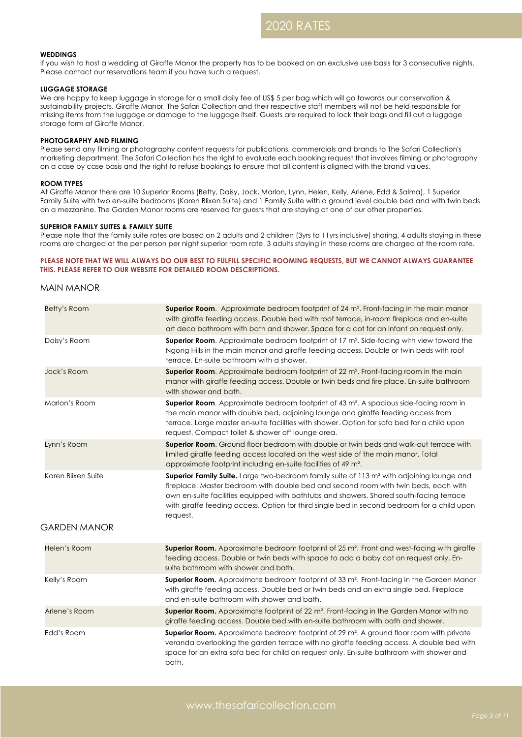#### WEDDINGS

If you wish to host a wedding at Giraffe Manor the property has to be booked on an exclusive use basis for 3 consecutive nights. Please contact our reservations team if you have such a request.

#### LUGGAGE STORAGE

We are happy to keep luggage in storage for a small daily fee of US$ 5 per bag which will go towards our conservation & sustainability projects. Giraffe Manor, The Safari Collection and their respective staff members will not be held responsible for missing items from the luggage or damage to the luggage itself. Guests are required to lock their bags and fill out a luggage storage form at Giraffe Manor.

#### PHOTOGRAPHY AND FILMING

Please send any filming or photography content requests for publications, commercials and brands to The Safari Collection's marketing department. The Safari Collection has the right to evaluate each booking request that involves filming or photography on a case by case basis and the right to refuse bookings to ensure that all content is aligned with the brand values.

#### ROOM TYPES

At Giraffe Manor there are 10 Superior Rooms (Betty, Daisy, Jock, Marlon, Lynn, Helen, Kelly, Arlene, Edd & Salma), 1 Superior Family Suite with two en-suite bedrooms (Karen Blixen Suite) and 1 Family Suite with a ground level double bed and with twin beds on a mezzanine. The Garden Manor rooms are reserved for guests that are staying at one of our other properties.

#### SUPERIOR FAMILY SUITES & FAMILY SUITE

Please note that the family suite rates are based on 2 adults and 2 children (3yrs to 11yrs inclusive) sharing. 4 adults staying in these rooms are charged at the per person per night superior room rate. 3 adults staying in these rooms are charged at the room rate.

**PLEASE NOTE THAT WE WILL ALWAYS DO OUR BEST TO FULFILL SPECIFIC ROOMING REQUESTS, BUT WE CANNOT ALWAYS GUARANTEE THIS. PLEASE REFER TO OUR WEBSITE FOR DETAILED ROOM DESCRIPTIONS.**

## MAIN MANOR

| | |
|---|---|
| Betty's Room | **Superior Room**. Approximate bedroom footprint of 24 m². Front-facing in the main manor with giraffe feeding access. Double bed with roof terrace, in-room fireplace and en-suite art deco bathroom with bath and shower. Space for a cot for an infant on request only. |
| Daisy's Room | **Superior Room**. Approximate bedroom footprint of 17 m². Side-facing with view toward the Ngong Hills in the main manor and giraffe feeding access. Double or twin beds with roof terrace. En-suite bathroom with a shower. |
| Jock's Room | **Superior Room**. Approximate bedroom footprint of 22 m². Front-facing room in the main manor with giraffe feeding access. Double or twin beds and fire place. En-suite bathroom with shower and bath. |
| Marlon's Room | **Superior Room**. Approximate bedroom footprint of 43 m². A spacious side-facing room in the main manor with double bed, adjoining lounge and giraffe feeding access from terrace. Large master en-suite facilities with shower. Option for sofa bed for a child upon request. Compact toilet & shower off lounge area. |
| Lynn's Room | **Superior Room**. Ground floor bedroom with double or twin beds and walk-out terrace with limited giraffe feeding access located on the west side of the main manor. Total approximate footprint including en-suite facilities of 49 m². |
| Karen Blixen Suite | **Superior Family Suite.** Large two-bedroom family suite of 113 m² with adjoining lounge and fireplace. Master bedroom with double bed and second room with twin beds, each with own en-suite facilities equipped with bathtubs and showers. Shared south-facing terrace with giraffe feeding access. Option for third single bed in second bedroom for a child upon request. |

## GARDEN MANOR

| | |
|---|---|
| Helen's Room | **Superior Room.** Approximate bedroom footprint of 25 m². Front and west-facing with giraffe feeding access. Double or twin beds with space to add a baby cot on request only. En-suite bathroom with shower and bath. |
| Kelly's Room | **Superior Room.** Approximate bedroom footprint of 33 m². Front-facing in the Garden Manor with giraffe feeding access. Double bed or twin beds and an extra single bed. Fireplace and en-suite bathroom with shower and bath. |
| Arlene's Room | **Superior Room.** Approximate footprint of 22 m². Front-facing in the Garden Manor with no giraffe feeding access. Double bed with en-suite bathroom with bath and shower. |
| Edd's Room | **Superior Room.** Approximate bedroom footprint of 29 m². A ground floor room with private veranda overlooking the garden terrace with no giraffe feeding access. A double bed with space for an extra sofa bed for child on request only. En-suite bathroom with shower and bath. |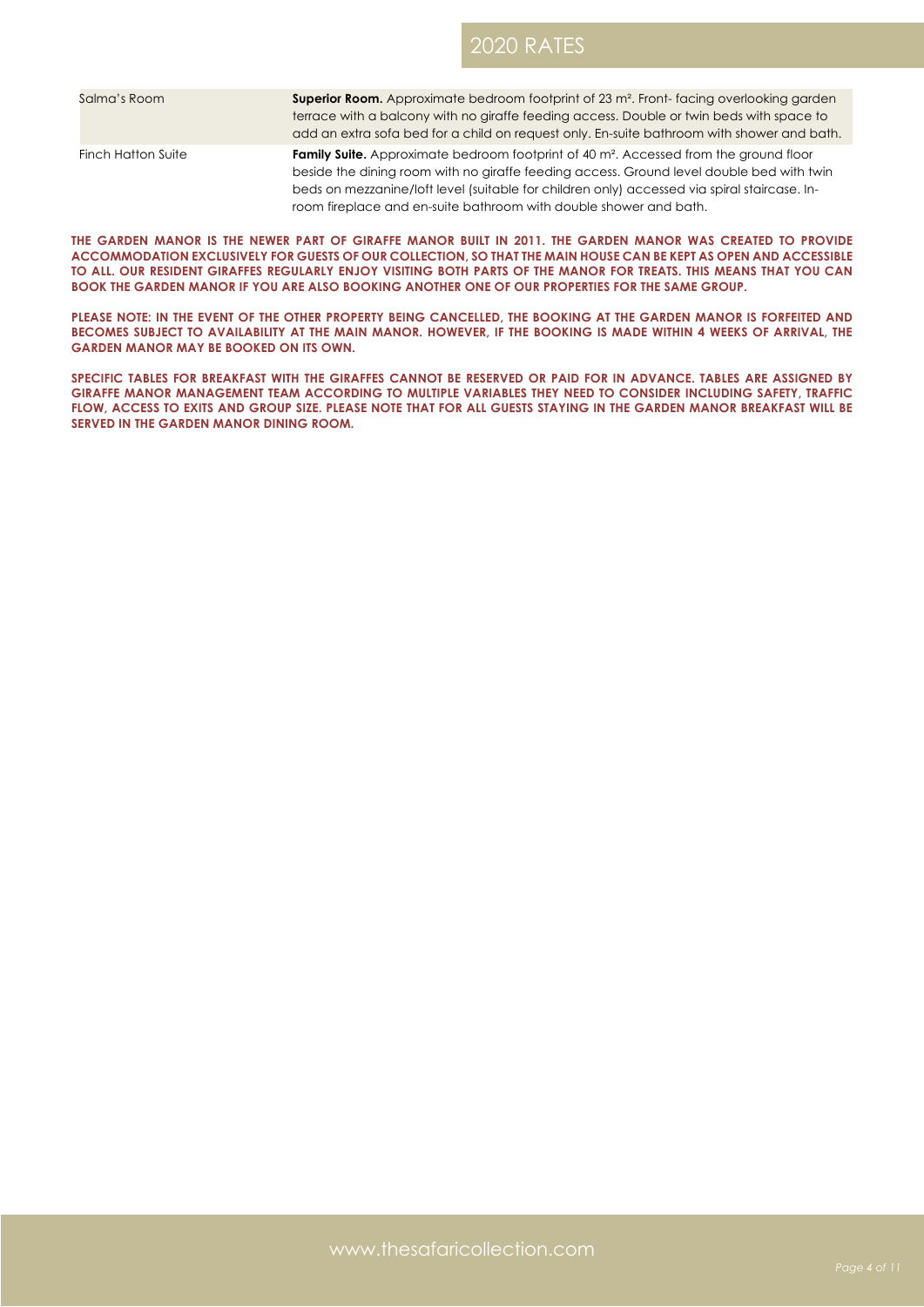| | |
|---|---|
| Salma's Room | **Superior Room.** Approximate bedroom footprint of 23 m². Front- facing overlooking garden terrace with a balcony with no giraffe feeding access. Double or twin beds with space to add an extra sofa bed for a child on request only. En-suite bathroom with shower and bath. |
| Finch Hatton Suite | **Family Suite.** Approximate bedroom footprint of 40 m². Accessed from the ground floor beside the dining room with no giraffe feeding access. Ground level double bed with twin beds on mezzanine/loft level (suitable for children only) accessed via spiral staircase. In-room fireplace and en-suite bathroom with double shower and bath. |

**THE GARDEN MANOR IS THE NEWER PART OF GIRAFFE MANOR BUILT IN 2011. THE GARDEN MANOR WAS CREATED TO PROVIDE ACCOMMODATION EXCLUSIVELY FOR GUESTS OF OUR COLLECTION, SO THAT THE MAIN HOUSE CAN BE KEPT AS OPEN AND ACCESSIBLE TO ALL. OUR RESIDENT GIRAFFES REGULARLY ENJOY VISITING BOTH PARTS OF THE MANOR FOR TREATS. THIS MEANS THAT YOU CAN BOOK THE GARDEN MANOR IF YOU ARE ALSO BOOKING ANOTHER ONE OF OUR PROPERTIES FOR THE SAME GROUP.**

**PLEASE NOTE: IN THE EVENT OF THE OTHER PROPERTY BEING CANCELLED, THE BOOKING AT THE GARDEN MANOR IS FORFEITED AND BECOMES SUBJECT TO AVAILABILITY AT THE MAIN MANOR. HOWEVER, IF THE BOOKING IS MADE WITHIN 4 WEEKS OF ARRIVAL, THE GARDEN MANOR MAY BE BOOKED ON ITS OWN.**

**SPECIFIC TABLES FOR BREAKFAST WITH THE GIRAFFES CANNOT BE RESERVED OR PAID FOR IN ADVANCE. TABLES ARE ASSIGNED BY GIRAFFE MANOR MANAGEMENT TEAM ACCORDING TO MULTIPLE VARIABLES THEY NEED TO CONSIDER INCLUDING SAFETY, TRAFFIC FLOW, ACCESS TO EXITS AND GROUP SIZE. PLEASE NOTE THAT FOR ALL GUESTS STAYING IN THE GARDEN MANOR BREAKFAST WILL BE SERVED IN THE GARDEN MANOR DINING ROOM.**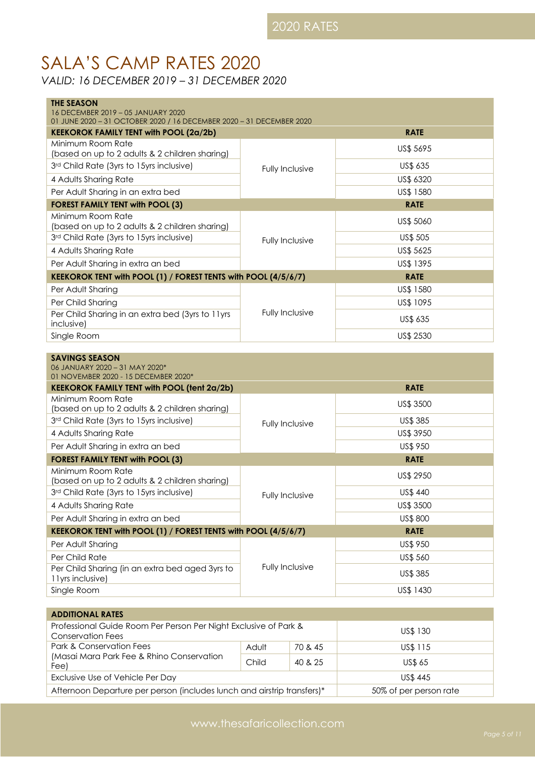# SALA'S CAMP RATES 2020

*VALID: 16 DECEMBER 2019 – 31 DECEMBER 2020*

**THE SEASON**
16 DECEMBER 2019 – 05 JANUARY 2020
01 JUNE 2020 – 31 OCTOBER 2020 / 16 DECEMBER 2020 – 31 DECEMBER 2020

| **KEEKOROK FAMILY TENT with POOL (2a/2b)** | | **RATE** |
|---|---|---|
| Minimum Room Rate (based on up to 2 adults & 2 children sharing) | Fully Inclusive | US$ 5695 |
| 3rd Child Rate (3yrs to 15yrs inclusive) | | US$ 635 |
| 4 Adults Sharing Rate | | US$ 6320 |
| Per Adult Sharing in an extra bed | | US$ 1580 |
| **FOREST FAMILY TENT with POOL (3)** | | **RATE** |
| Minimum Room Rate (based on up to 2 adults & 2 children sharing) | Fully Inclusive | US$ 5060 |
| 3rd Child Rate (3yrs to 15yrs inclusive) | | US$ 505 |
| 4 Adults Sharing Rate | | US$ 5625 |
| Per Adult Sharing in extra an bed | | US$ 1395 |
| **KEEKOROK TENT with POOL (1) / FOREST TENTS with POOL (4/5/6/7)** | | **RATE** |
| Per Adult Sharing | Fully Inclusive | US$ 1580 |
| Per Child Sharing | | US$ 1095 |
| Per Child Sharing in an extra bed (3yrs to 11yrs inclusive) | | US$ 635 |
| Single Room | | US$ 2530 |

**SAVINGS SEASON**
06 JANUARY 2020 – 31 MAY 2020*
01 NOVEMBER 2020 - 15 DECEMBER 2020*

| **KEEKOROK FAMILY TENT with POOL (tent 2a/2b)** | | **RATE** |
|---|---|---|
| Minimum Room Rate (based on up to 2 adults & 2 children sharing) | Fully Inclusive | US$ 3500 |
| 3rd Child Rate (3yrs to 15yrs inclusive) | | US$ 385 |
| 4 Adults Sharing Rate | | US$ 3950 |
| Per Adult Sharing in extra an bed | | US$ 950 |
| **FOREST FAMILY TENT with POOL (3)** | | **RATE** |
| Minimum Room Rate (based on up to 2 adults & 2 children sharing) | Fully Inclusive | US$ 2950 |
| 3rd Child Rate (3yrs to 15yrs inclusive) | | US$ 440 |
| 4 Adults Sharing Rate | | US$ 3500 |
| Per Adult Sharing in extra an bed | | US$ 800 |
| **KEEKOROK TENT with POOL (1) / FOREST TENTS with POOL (4/5/6/7)** | | **RATE** |
| Per Adult Sharing | Fully Inclusive | US$ 950 |
| Per Child Rate | | US$ 560 |
| Per Child Sharing (in an extra bed aged 3yrs to 11yrs inclusive) | | US$ 385 |
| Single Room | | US$ 1430 |

| **ADDITIONAL RATES** | | | |
|---|---|---|---|
| Professional Guide Room Per Person Per Night Exclusive of Park & Conservation Fees | | | US$ 130 |
| Park & Conservation Fees (Masai Mara Park Fee & Rhino Conservation Fee) | Adult | 70 & 45 | US$ 115 |
| | Child | 40 & 25 | US$ 65 |
| Exclusive Use of Vehicle Per Day | | | US$ 445 |
| Afternoon Departure per person (includes lunch and airstrip transfers)* | | | 50% of per person rate |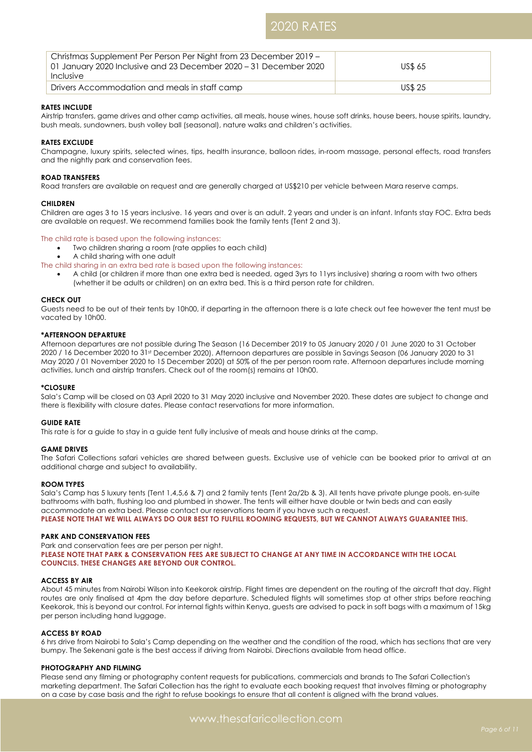# 2020 RATES

| Christmas Supplement Per Person Per Night from 23 December 2019 – 01 January 2020 Inclusive and 23 December 2020 – 31 December 2020 Inclusive | US$ 65 |
|---|---|
| Drivers Accommodation and meals in staff camp | US$ 25 |

**RATES INCLUDE**

Airstrip transfers, game drives and other camp activities, all meals, house wines, house soft drinks, house beers, house spirits, laundry, bush meals, sundowners, bush volley ball (seasonal), nature walks and children's activities.

**RATES EXCLUDE**

Champagne, luxury spirits, selected wines, tips, health insurance, balloon rides, in-room massage, personal effects, road transfers and the nightly park and conservation fees.

**ROAD TRANSFERS**

Road transfers are available on request and are generally charged at US$210 per vehicle between Mara reserve camps.

**CHILDREN**

Children are ages 3 to 15 years inclusive. 16 years and over is an adult. 2 years and under is an infant. Infants stay FOC. Extra beds are available on request. We recommend families book the family tents (Tent 2 and 3).

The child rate is based upon the following instances:

- Two children sharing a room (rate applies to each child)
- A child sharing with one adult

The child sharing in an extra bed rate is based upon the following instances:

- A child (or children if more than one extra bed is needed, aged 3yrs to 11yrs inclusive) sharing a room with two others (whether it be adults or children) on an extra bed. This is a third person rate for children.

**CHECK OUT**

Guests need to be out of their tents by 10h00, if departing in the afternoon there is a late check out fee however the tent must be vacated by 10h00.

**\*AFTERNOON DEPARTURE**

Afternoon departures are not possible during The Season (16 December 2019 to 05 January 2020 / 01 June 2020 to 31 October 2020 / 16 December 2020 to 31st December 2020). Afternoon departures are possible in Savings Season (06 January 2020 to 31 May 2020 / 01 November 2020 to 15 December 2020) at 50% of the per person room rate. Afternoon departures include morning activities, lunch and airstrip transfers. Check out of the room(s) remains at 10h00.

**\*CLOSURE**

Sala's Camp will be closed on 03 April 2020 to 31 May 2020 inclusive and November 2020. These dates are subject to change and there is flexibility with closure dates. Please contact reservations for more information.

**GUIDE RATE**

This rate is for a guide to stay in a guide tent fully inclusive of meals and house drinks at the camp.

**GAME DRIVES**

The Safari Collections safari vehicles are shared between guests. Exclusive use of vehicle can be booked prior to arrival at an additional charge and subject to availability.

**ROOM TYPES**

Sala's Camp has 5 luxury tents (Tent 1,4,5,6 & 7) and 2 family tents (Tent 2a/2b & 3). All tents have private plunge pools, en-suite bathrooms with bath, flushing loo and plumbed in shower. The tents will either have double or twin beds and can easily accommodate an extra bed. Please contact our reservations team if you have such a request.

**PLEASE NOTE THAT WE WILL ALWAYS DO OUR BEST TO FULFILL ROOMING REQUESTS, BUT WE CANNOT ALWAYS GUARANTEE THIS.**

**PARK AND CONSERVATION FEES**

Park and conservation fees are per person per night.

**PLEASE NOTE THAT PARK & CONSERVATION FEES ARE SUBJECT TO CHANGE AT ANY TIME IN ACCORDANCE WITH THE LOCAL COUNCILS. THESE CHANGES ARE BEYOND OUR CONTROL.**

**ACCESS BY AIR**

About 45 minutes from Nairobi Wilson into Keekorok airstrip. Flight times are dependent on the routing of the aircraft that day. Flight routes are only finalised at 4pm the day before departure. Scheduled flights will sometimes stop at other strips before reaching Keekorok, this is beyond our control. For internal fights within Kenya, guests are advised to pack in soft bags with a maximum of 15kg per person including hand luggage.

**ACCESS BY ROAD**

6 hrs drive from Nairobi to Sala's Camp depending on the weather and the condition of the road, which has sections that are very bumpy. The Sekenani gate is the best access if driving from Nairobi. Directions available from head office.

**PHOTOGRAPHY AND FILMING**

Please send any filming or photography content requests for publications, commercials and brands to The Safari Collection's marketing department. The Safari Collection has the right to evaluate each booking request that involves filming or photography on a case by case basis and the right to refuse bookings to ensure that all content is aligned with the brand values.

www.thesafaricollection.com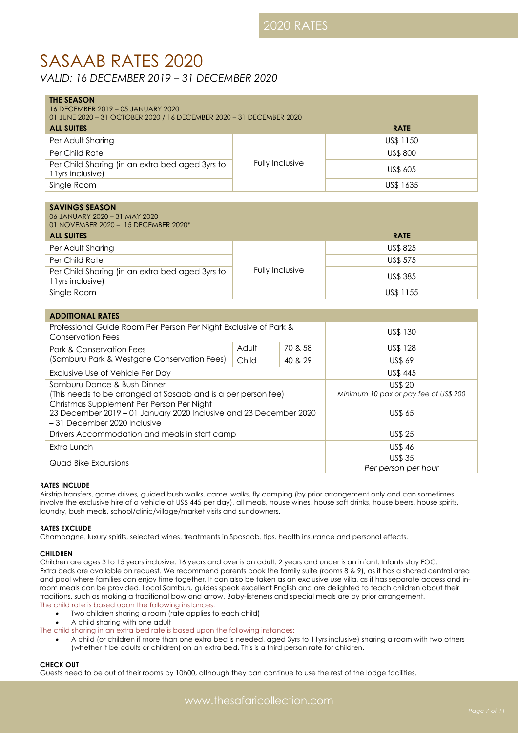# SASAAB RATES 2020

*VALID: 16 DECEMBER 2019 – 31 DECEMBER 2020*

| **THE SEASON**<br>16 DECEMBER 2019 – 05 JANUARY 2020<br>01 JUNE 2020 – 31 OCTOBER 2020 / 16 DECEMBER 2020 – 31 DECEMBER 2020 | | |
|---|---|---|
| **ALL SUITES** | | **RATE** |
| Per Adult Sharing | Fully Inclusive | US$ 1150 |
| Per Child Rate | | US$ 800 |
| Per Child Sharing (in an extra bed aged 3yrs to 11yrs inclusive) | | US$ 605 |
| Single Room | | US$ 1635 |

| **SAVINGS SEASON**<br>06 JANUARY 2020 – 31 MAY 2020<br>01 NOVEMBER 2020 – 15 DECEMBER 2020* | | |
|---|---|---|
| **ALL SUITES** | | **RATE** |
| Per Adult Sharing | Fully Inclusive | US$ 825 |
| Per Child Rate | | US$ 575 |
| Per Child Sharing (in an extra bed aged 3yrs to 11yrs inclusive) | | US$ 385 |
| Single Room | | US$ 1155 |

| **ADDITIONAL RATES** | | | |
|---|---|---|---|
| Professional Guide Room Per Person Per Night Exclusive of Park & Conservation Fees | | | US$ 130 |
| Park & Conservation Fees (Samburu Park & Westgate Conservation Fees) | Adult | 70 & 58 | US$ 128 |
| | Child | 40 & 29 | US$ 69 |
| Exclusive Use of Vehicle Per Day | | | US$ 445 |
| Samburu Dance & Bush Dinner (This needs to be arranged at Sasaab and is a per person fee) | | | US$ 20<br>*Minimum 10 pax or pay fee of US$ 200* |
| Christmas Supplement Per Person Per Night 23 December 2019 – 01 January 2020 Inclusive and 23 December 2020 – 31 December 2020 Inclusive | | | US$ 65 |
| Drivers Accommodation and meals in staff camp | | | US$ 25 |
| Extra Lunch | | | US$ 46 |
| Quad Bike Excursions | | | US$ 35<br>*Per person per hour* |

**RATES INCLUDE**

Airstrip transfers, game drives, guided bush walks, camel walks, fly camping (by prior arrangement only and can sometimes involve the exclusive hire of a vehicle at US$ 445 per day), all meals, house wines, house soft drinks, house beers, house spirits, laundry, bush meals, school/clinic/village/market visits and sundowners.

**RATES EXCLUDE**

Champagne, luxury spirits, selected wines, treatments in Spasaab, tips, health insurance and personal effects.

**CHILDREN**

Children are ages 3 to 15 years inclusive. 16 years and over is an adult. 2 years and under is an infant. Infants stay FOC. Extra beds are available on request. We recommend parents book the family suite (rooms 8 & 9), as it has a shared central area and pool where families can enjoy time together. It can also be taken as an exclusive use villa, as it has separate access and in-room meals can be provided. Local Samburu guides speak excellent English and are delighted to teach children about their traditions, such as making a traditional bow and arrow. Baby-listeners and special meals are by prior arrangement.

The child rate is based upon the following instances:

- Two children sharing a room (rate applies to each child)
- A child sharing with one adult

The child sharing in an extra bed rate is based upon the following instances:

- A child (or children if more than one extra bed is needed, aged 3yrs to 11yrs inclusive) sharing a room with two others (whether it be adults or children) on an extra bed. This is a third person rate for children.

**CHECK OUT**

Guests need to be out of their rooms by 10h00, although they can continue to use the rest of the lodge facilities.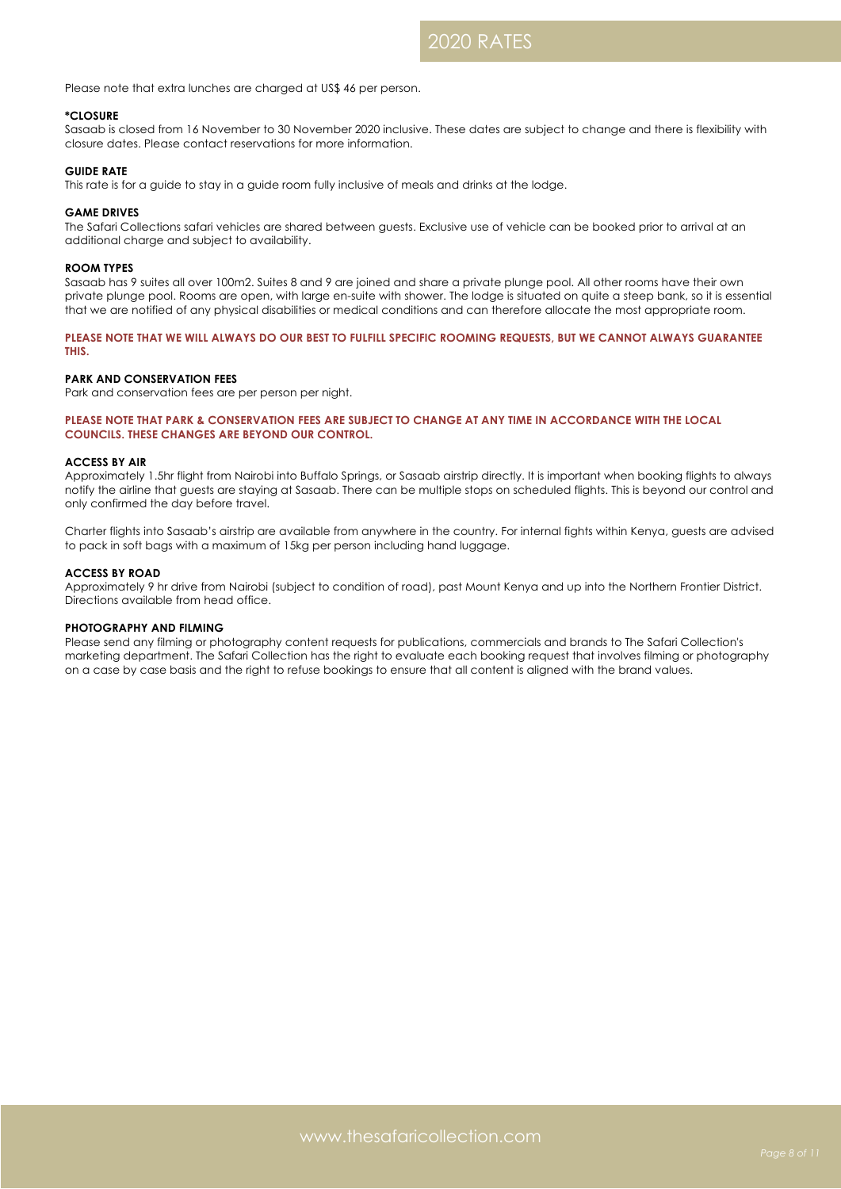Please note that extra lunches are charged at US$ 46 per person.

**\*CLOSURE**

Sasaab is closed from 16 November to 30 November 2020 inclusive. These dates are subject to change and there is flexibility with closure dates. Please contact reservations for more information.

**GUIDE RATE**

This rate is for a guide to stay in a guide room fully inclusive of meals and drinks at the lodge.

**GAME DRIVES**

The Safari Collections safari vehicles are shared between guests. Exclusive use of vehicle can be booked prior to arrival at an additional charge and subject to availability.

**ROOM TYPES**

Sasaab has 9 suites all over 100m2. Suites 8 and 9 are joined and share a private plunge pool. All other rooms have their own private plunge pool. Rooms are open, with large en-suite with shower. The lodge is situated on quite a steep bank, so it is essential that we are notified of any physical disabilities or medical conditions and can therefore allocate the most appropriate room.

**PLEASE NOTE THAT WE WILL ALWAYS DO OUR BEST TO FULFILL SPECIFIC ROOMING REQUESTS, BUT WE CANNOT ALWAYS GUARANTEE THIS.**

**PARK AND CONSERVATION FEES**

Park and conservation fees are per person per night.

**PLEASE NOTE THAT PARK & CONSERVATION FEES ARE SUBJECT TO CHANGE AT ANY TIME IN ACCORDANCE WITH THE LOCAL COUNCILS. THESE CHANGES ARE BEYOND OUR CONTROL.**

**ACCESS BY AIR**

Approximately 1.5hr flight from Nairobi into Buffalo Springs, or Sasaab airstrip directly. It is important when booking flights to always notify the airline that guests are staying at Sasaab. There can be multiple stops on scheduled flights. This is beyond our control and only confirmed the day before travel.

Charter flights into Sasaab's airstrip are available from anywhere in the country. For internal fights within Kenya, guests are advised to pack in soft bags with a maximum of 15kg per person including hand luggage.

**ACCESS BY ROAD**

Approximately 9 hr drive from Nairobi (subject to condition of road), past Mount Kenya and up into the Northern Frontier District. Directions available from head office.

**PHOTOGRAPHY AND FILMING**

Please send any filming or photography content requests for publications, commercials and brands to The Safari Collection's marketing department. The Safari Collection has the right to evaluate each booking request that involves filming or photography on a case by case basis and the right to refuse bookings to ensure that all content is aligned with the brand values.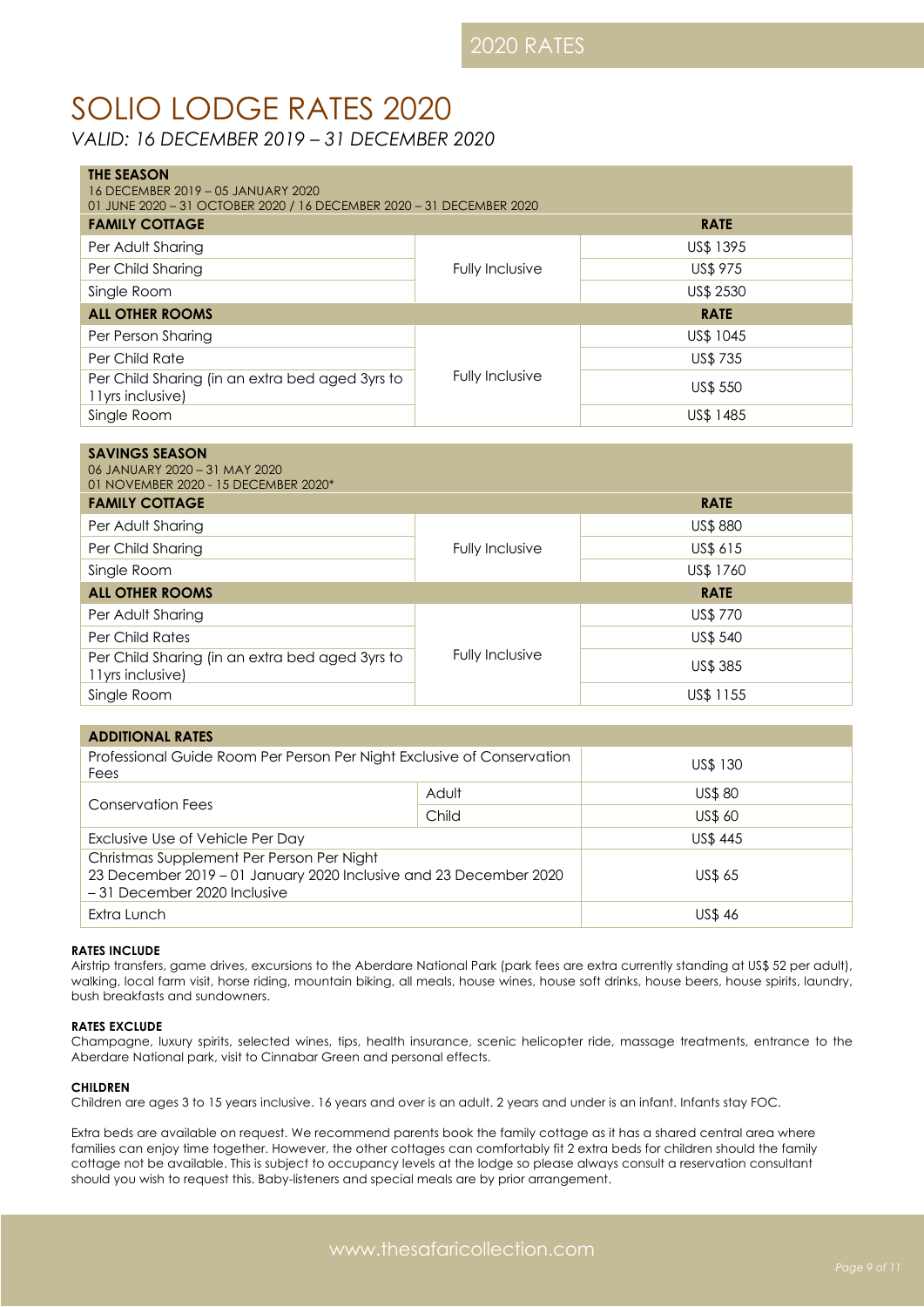# SOLIO LODGE RATES 2020

*VALID: 16 DECEMBER 2019 – 31 DECEMBER 2020*

| **THE SEASON**<br>16 DECEMBER 2019 – 05 JANUARY 2020<br>01 JUNE 2020 – 31 OCTOBER 2020 / 16 DECEMBER 2020 – 31 DECEMBER 2020 | | |
|---|---|---|
| **FAMILY COTTAGE** | | **RATE** |
| Per Adult Sharing | Fully Inclusive | US$ 1395 |
| Per Child Sharing | | US$ 975 |
| Single Room | | US$ 2530 |
| **ALL OTHER ROOMS** | | **RATE** |
| Per Person Sharing | Fully Inclusive | US$ 1045 |
| Per Child Rate | | US$ 735 |
| Per Child Sharing (in an extra bed aged 3yrs to 11yrs inclusive) | | US$ 550 |
| Single Room | | US$ 1485 |

| **SAVINGS SEASON**<br>06 JANUARY 2020 – 31 MAY 2020<br>01 NOVEMBER 2020 - 15 DECEMBER 2020* | | |
|---|---|---|
| **FAMILY COTTAGE** | | **RATE** |
| Per Adult Sharing | Fully Inclusive | US$ 880 |
| Per Child Sharing | | US$ 615 |
| Single Room | | US$ 1760 |
| **ALL OTHER ROOMS** | | **RATE** |
| Per Adult Sharing | Fully Inclusive | US$ 770 |
| Per Child Rates | | US$ 540 |
| Per Child Sharing (in an extra bed aged 3yrs to 11yrs inclusive) | | US$ 385 |
| Single Room | | US$ 1155 |

| **ADDITIONAL RATES** | | |
|---|---|---|
| Professional Guide Room Per Person Per Night Exclusive of Conservation Fees | | US$ 130 |
| Conservation Fees | Adult | US$ 80 |
| | Child | US$ 60 |
| Exclusive Use of Vehicle Per Day | | US$ 445 |
| Christmas Supplement Per Person Per Night<br>23 December 2019 – 01 January 2020 Inclusive and 23 December 2020 – 31 December 2020 Inclusive | | US$ 65 |
| Extra Lunch | | US$ 46 |

**RATES INCLUDE**

Airstrip transfers, game drives, excursions to the Aberdare National Park (park fees are extra currently standing at US$ 52 per adult), walking, local farm visit, horse riding, mountain biking, all meals, house wines, house soft drinks, house beers, house spirits, laundry, bush breakfasts and sundowners.

**RATES EXCLUDE**

Champagne, luxury spirits, selected wines, tips, health insurance, scenic helicopter ride, massage treatments, entrance to the Aberdare National park, visit to Cinnabar Green and personal effects.

**CHILDREN**

Children are ages 3 to 15 years inclusive. 16 years and over is an adult. 2 years and under is an infant. Infants stay FOC.

Extra beds are available on request. We recommend parents book the family cottage as it has a shared central area where families can enjoy time together. However, the other cottages can comfortably fit 2 extra beds for children should the family cottage not be available. This is subject to occupancy levels at the lodge so please always consult a reservation consultant should you wish to request this. Baby-listeners and special meals are by prior arrangement.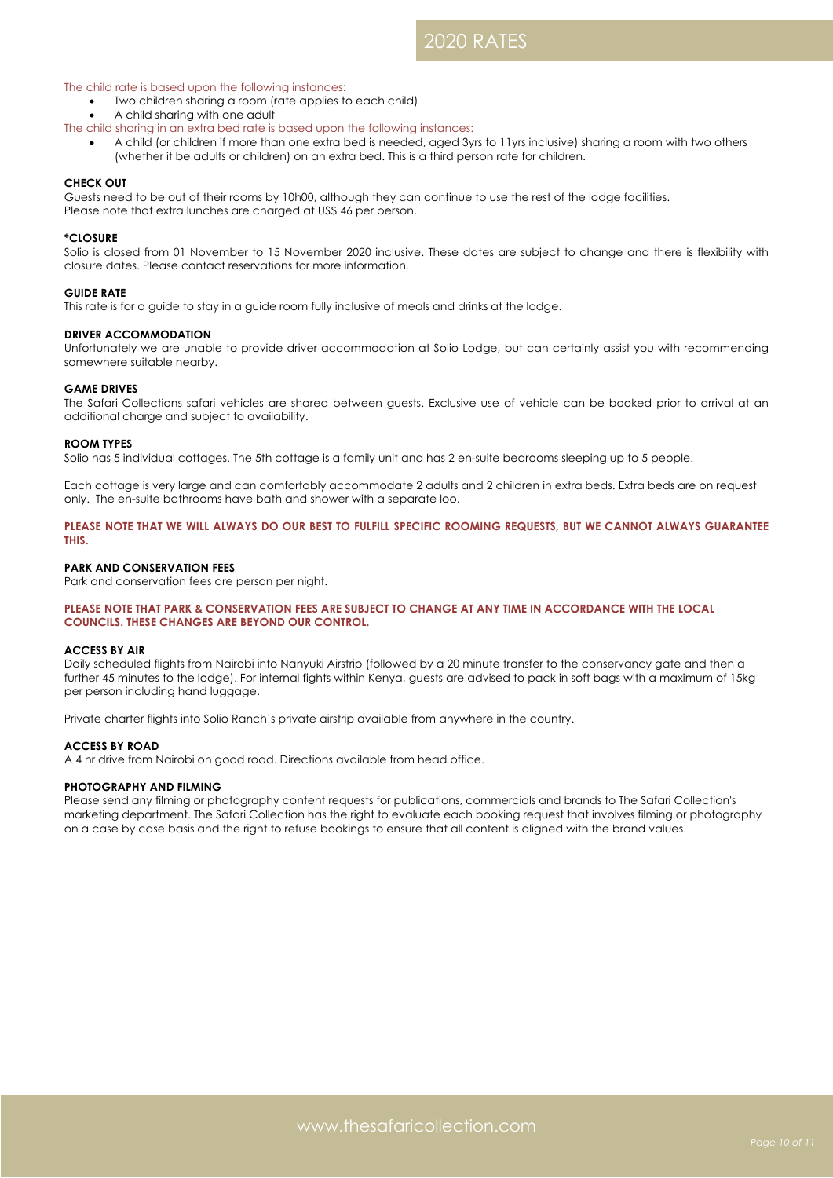The child rate is based upon the following instances:

- Two children sharing a room (rate applies to each child)
- A child sharing with one adult

The child sharing in an extra bed rate is based upon the following instances:

- A child (or children if more than one extra bed is needed, aged 3yrs to 11yrs inclusive) sharing a room with two others (whether it be adults or children) on an extra bed. This is a third person rate for children.

**CHECK OUT**

Guests need to be out of their rooms by 10h00, although they can continue to use the rest of the lodge facilities.
Please note that extra lunches are charged at US$ 46 per person.

**\*CLOSURE**

Solio is closed from 01 November to 15 November 2020 inclusive. These dates are subject to change and there is flexibility with closure dates. Please contact reservations for more information.

**GUIDE RATE**

This rate is for a guide to stay in a guide room fully inclusive of meals and drinks at the lodge.

**DRIVER ACCOMMODATION**

Unfortunately we are unable to provide driver accommodation at Solio Lodge, but can certainly assist you with recommending somewhere suitable nearby.

**GAME DRIVES**

The Safari Collections safari vehicles are shared between guests. Exclusive use of vehicle can be booked prior to arrival at an additional charge and subject to availability.

**ROOM TYPES**

Solio has 5 individual cottages. The 5th cottage is a family unit and has 2 en-suite bedrooms sleeping up to 5 people.

Each cottage is very large and can comfortably accommodate 2 adults and 2 children in extra beds. Extra beds are on request only. The en-suite bathrooms have bath and shower with a separate loo.

**PLEASE NOTE THAT WE WILL ALWAYS DO OUR BEST TO FULFILL SPECIFIC ROOMING REQUESTS, BUT WE CANNOT ALWAYS GUARANTEE THIS.**

**PARK AND CONSERVATION FEES**

Park and conservation fees are person per night.

**PLEASE NOTE THAT PARK & CONSERVATION FEES ARE SUBJECT TO CHANGE AT ANY TIME IN ACCORDANCE WITH THE LOCAL COUNCILS. THESE CHANGES ARE BEYOND OUR CONTROL.**

**ACCESS BY AIR**

Daily scheduled flights from Nairobi into Nanyuki Airstrip (followed by a 20 minute transfer to the conservancy gate and then a further 45 minutes to the lodge). For internal fights within Kenya, guests are advised to pack in soft bags with a maximum of 15kg per person including hand luggage.

Private charter flights into Solio Ranch's private airstrip available from anywhere in the country.

**ACCESS BY ROAD**

A 4 hr drive from Nairobi on good road. Directions available from head office.

**PHOTOGRAPHY AND FILMING**

Please send any filming or photography content requests for publications, commercials and brands to The Safari Collection's marketing department. The Safari Collection has the right to evaluate each booking request that involves filming or photography on a case by case basis and the right to refuse bookings to ensure that all content is aligned with the brand values.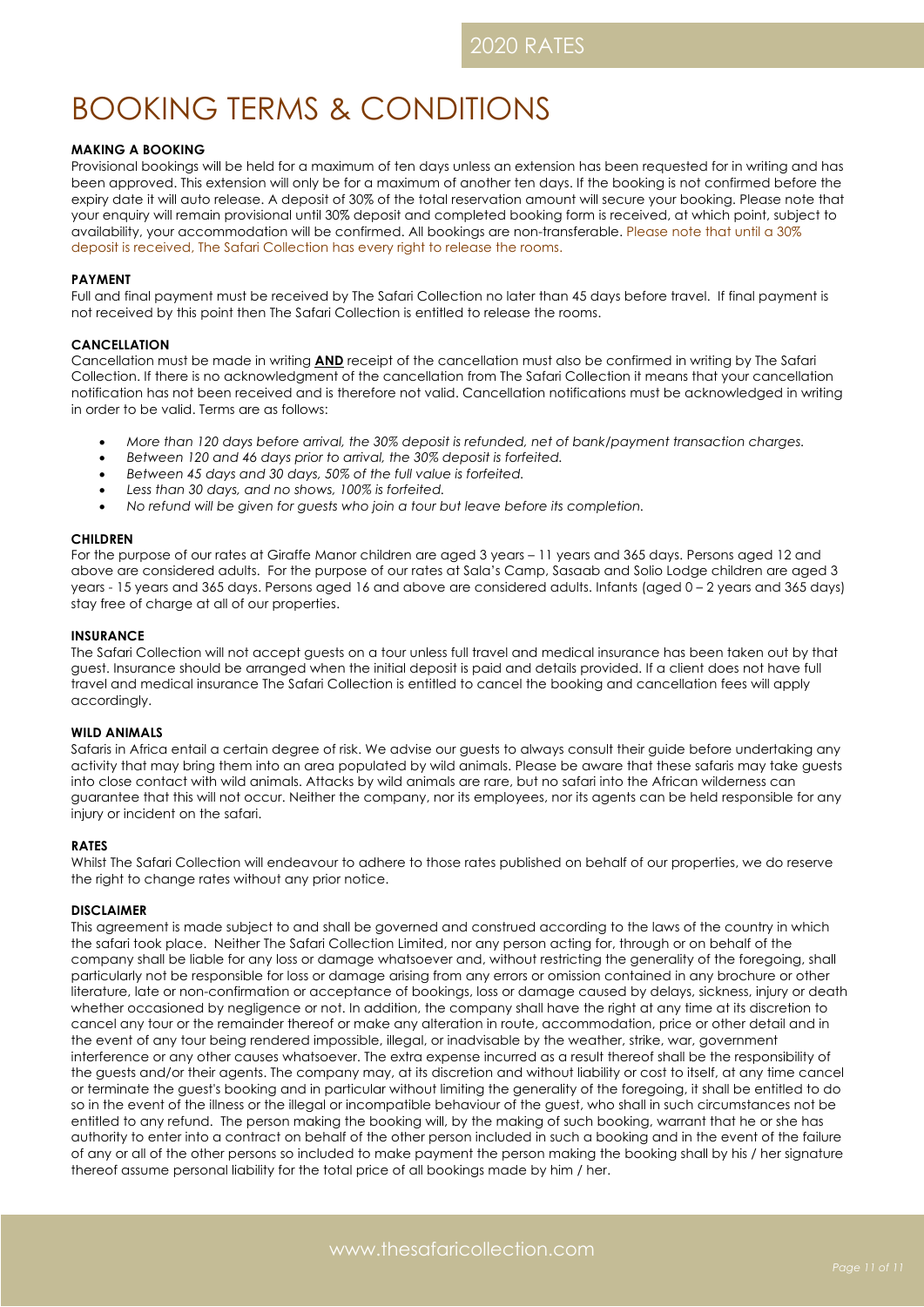# BOOKING TERMS & CONDITIONS

**MAKING A BOOKING**

Provisional bookings will be held for a maximum of ten days unless an extension has been requested for in writing and has been approved. This extension will only be for a maximum of another ten days. If the booking is not confirmed before the expiry date it will auto release. A deposit of 30% of the total reservation amount will secure your booking. Please note that your enquiry will remain provisional until 30% deposit and completed booking form is received, at which point, subject to availability, your accommodation will be confirmed. All bookings are non-transferable. Please note that until a 30% deposit is received, The Safari Collection has every right to release the rooms.

**PAYMENT**

Full and final payment must be received by The Safari Collection no later than 45 days before travel. If final payment is not received by this point then The Safari Collection is entitled to release the rooms.

**CANCELLATION**

Cancellation must be made in writing **AND** receipt of the cancellation must also be confirmed in writing by The Safari Collection. If there is no acknowledgment of the cancellation from The Safari Collection it means that your cancellation notification has not been received and is therefore not valid. Cancellation notifications must be acknowledged in writing in order to be valid. Terms are as follows:

- *More than 120 days before arrival, the 30% deposit is refunded, net of bank/payment transaction charges.*
- *Between 120 and 46 days prior to arrival, the 30% deposit is forfeited.*
- *Between 45 days and 30 days, 50% of the full value is forfeited.*
- *Less than 30 days, and no shows, 100% is forfeited.*
- *No refund will be given for guests who join a tour but leave before its completion.*

**CHILDREN**

For the purpose of our rates at Giraffe Manor children are aged 3 years – 11 years and 365 days. Persons aged 12 and above are considered adults. For the purpose of our rates at Sala's Camp, Sasaab and Solio Lodge children are aged 3 years - 15 years and 365 days. Persons aged 16 and above are considered adults. Infants (aged 0 – 2 years and 365 days) stay free of charge at all of our properties.

**INSURANCE**

The Safari Collection will not accept guests on a tour unless full travel and medical insurance has been taken out by that guest. Insurance should be arranged when the initial deposit is paid and details provided. If a client does not have full travel and medical insurance The Safari Collection is entitled to cancel the booking and cancellation fees will apply accordingly.

**WILD ANIMALS**

Safaris in Africa entail a certain degree of risk. We advise our guests to always consult their guide before undertaking any activity that may bring them into an area populated by wild animals. Please be aware that these safaris may take guests into close contact with wild animals. Attacks by wild animals are rare, but no safari into the African wilderness can guarantee that this will not occur. Neither the company, nor its employees, nor its agents can be held responsible for any injury or incident on the safari.

**RATES**

Whilst The Safari Collection will endeavour to adhere to those rates published on behalf of our properties, we do reserve the right to change rates without any prior notice.

**DISCLAIMER**

This agreement is made subject to and shall be governed and construed according to the laws of the country in which the safari took place. Neither The Safari Collection Limited, nor any person acting for, through or on behalf of the company shall be liable for any loss or damage whatsoever and, without restricting the generality of the foregoing, shall particularly not be responsible for loss or damage arising from any errors or omission contained in any brochure or other literature, late or non-confirmation or acceptance of bookings, loss or damage caused by delays, sickness, injury or death whether occasioned by negligence or not. In addition, the company shall have the right at any time at its discretion to cancel any tour or the remainder thereof or make any alteration in route, accommodation, price or other detail and in the event of any tour being rendered impossible, illegal, or inadvisable by the weather, strike, war, government interference or any other causes whatsoever. The extra expense incurred as a result thereof shall be the responsibility of the guests and/or their agents. The company may, at its discretion and without liability or cost to itself, at any time cancel or terminate the guest's booking and in particular without limiting the generality of the foregoing, it shall be entitled to do so in the event of the illness or the illegal or incompatible behaviour of the guest, who shall in such circumstances not be entitled to any refund. The person making the booking will, by the making of such booking, warrant that he or she has authority to enter into a contract on behalf of the other person included in such a booking and in the event of the failure of any or all of the other persons so included to make payment the person making the booking shall by his / her signature thereof assume personal liability for the total price of all bookings made by him / her.